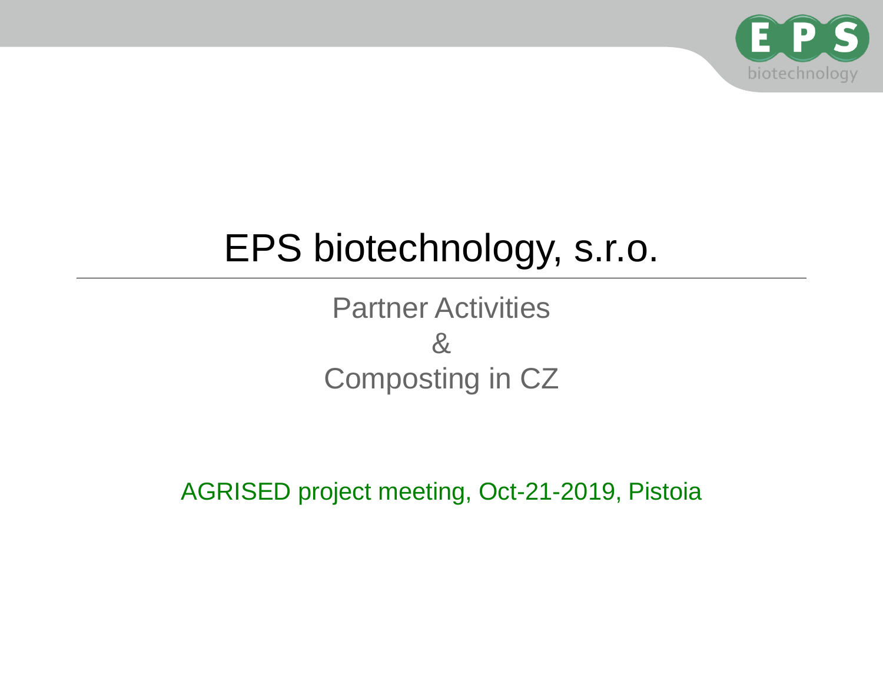# EPS biotechnology, s.r.o.

## Partner Activities
## &
## Composting in CZ

AGRISED project meeting, Oct-21-2019, Pistoia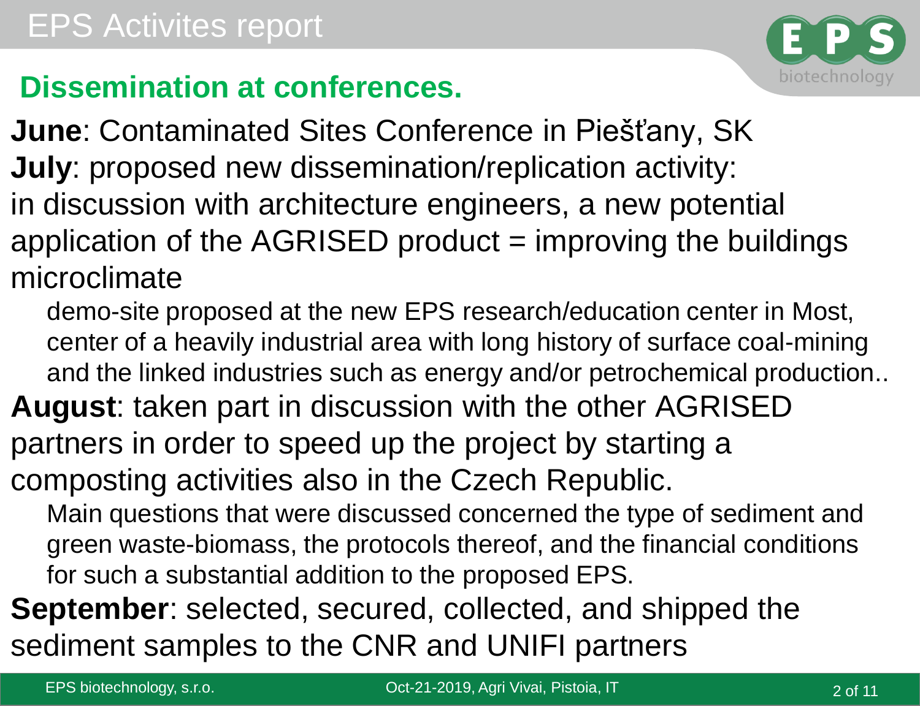# EPS Activites report

## Dissemination at conferences.

**June**: Contaminated Sites Conference in Piešťany, SK

**July**: proposed new dissemination/replication activity:
in discussion with architecture engineers, a new potential application of the AGRISED product = improving the buildings microclimate

- demo-site proposed at the new EPS research/education center in Most, center of a heavily industrial area with long history of surface coal-mining and the linked industries such as energy and/or petrochemical production..

**August**: taken part in discussion with the other AGRISED partners in order to speed up the project by starting a composting activities also in the Czech Republic.

- Main questions that were discussed concerned the type of sediment and green waste-biomass, the protocols thereof, and the financial conditions for such a substantial addition to the proposed EPS.

**September**: selected, secured, collected, and shipped the sediment samples to the CNR and UNIFI partners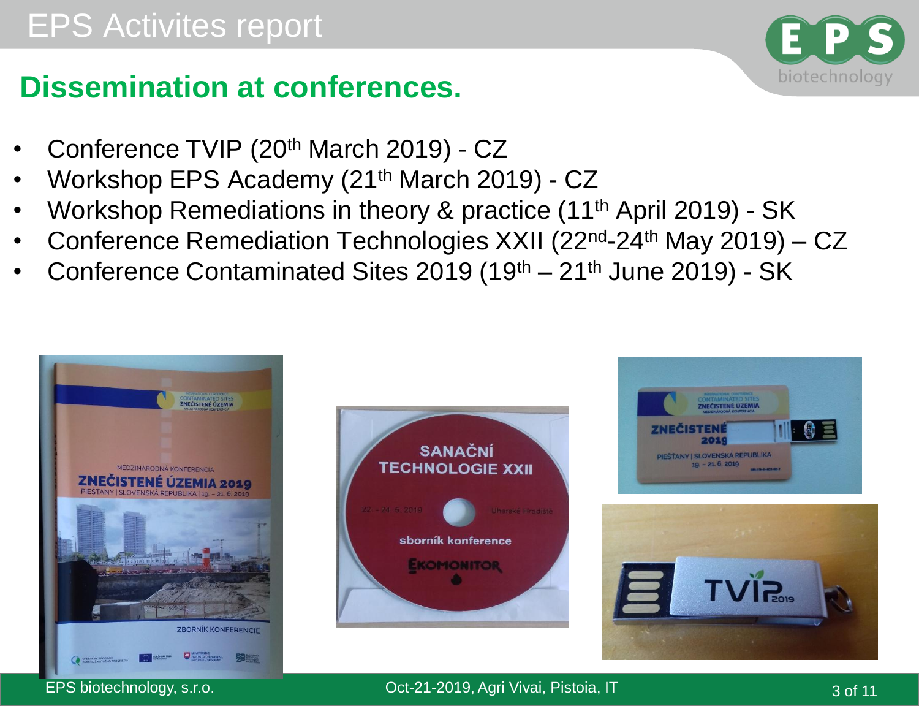# EPS Activites report

## Dissemination at conferences.

- Conference TVIP (20th March 2019) - CZ
- Workshop EPS Academy (21th March 2019) - CZ
- Workshop Remediations in theory & practice (11th April 2019) - SK
- Conference Remediation Technologies XXII (22nd-24th May 2019) – CZ
- Conference Contaminated Sites 2019 (19th – 21th June 2019) - SK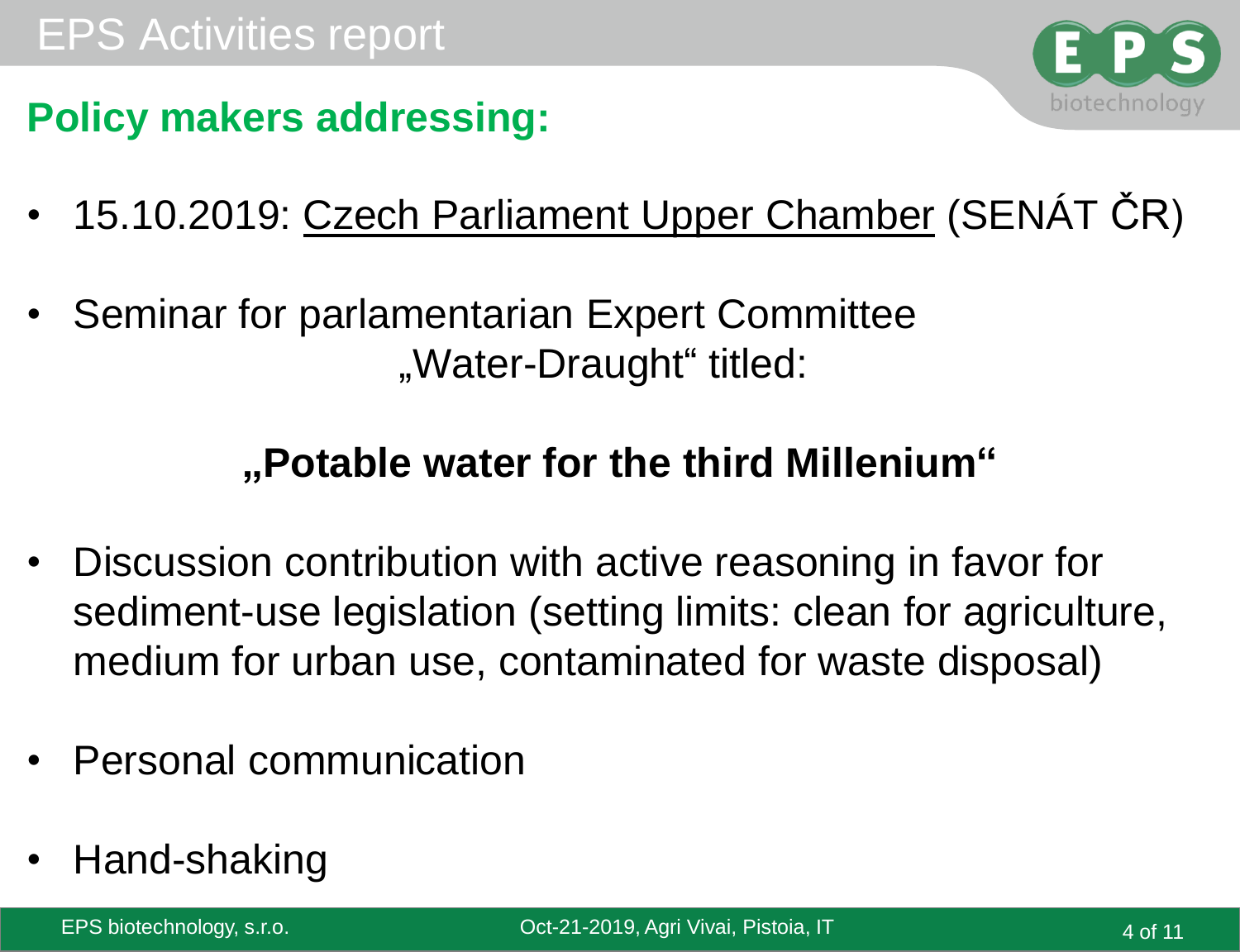# EPS Activities report

## Policy makers addressing:

- 15.10.2019: <u>Czech Parliament Upper Chamber</u> (SENÁT ČR)
- Seminar for parlamentarian Expert Committee „Water-Draught“ titled:

**„Potable water for the third Millenium“**

- Discussion contribution with active reasoning in favor for sediment-use legislation (setting limits: clean for agriculture, medium for urban use, contaminated for waste disposal)
- Personal communication
- Hand-shaking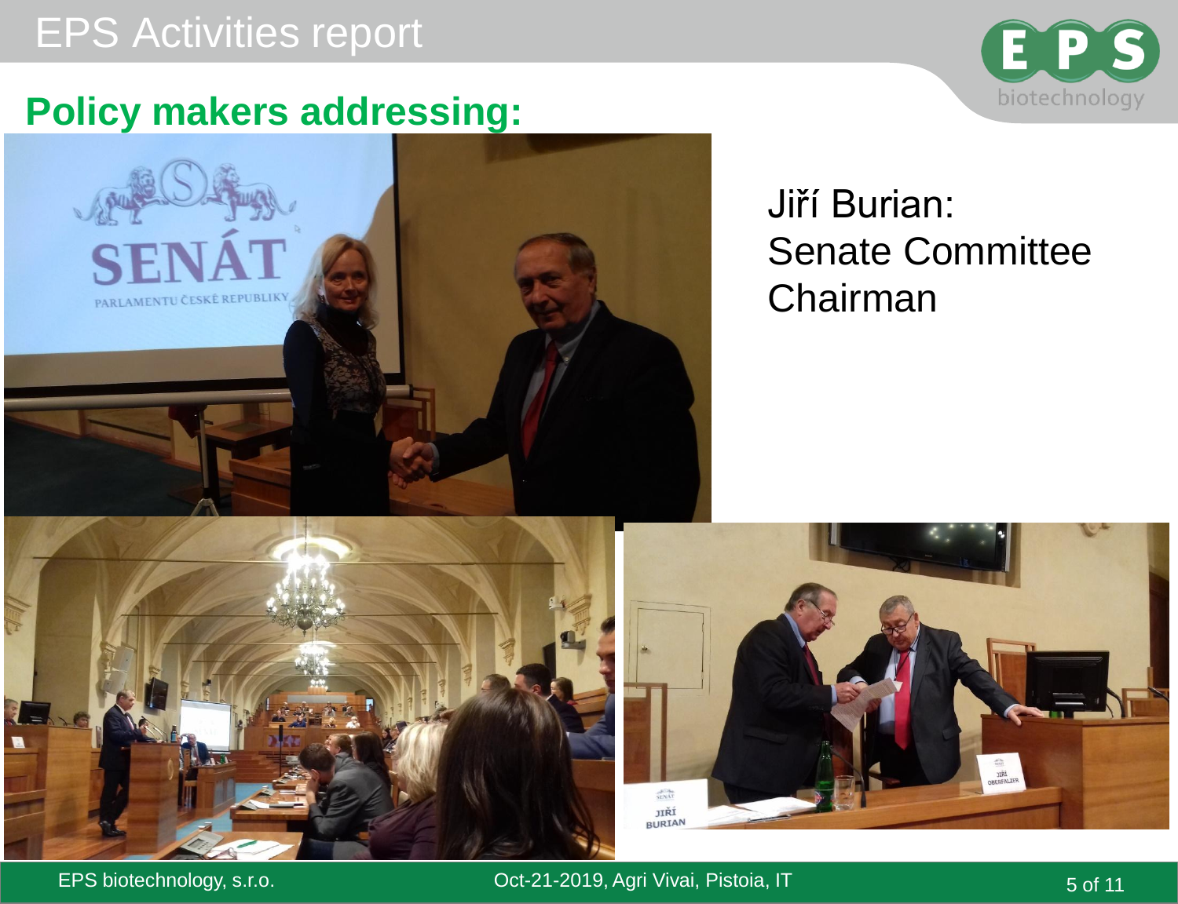# EPS Activities report

## Policy makers addressing:

Jiří Burian:
Senate Committee Chairman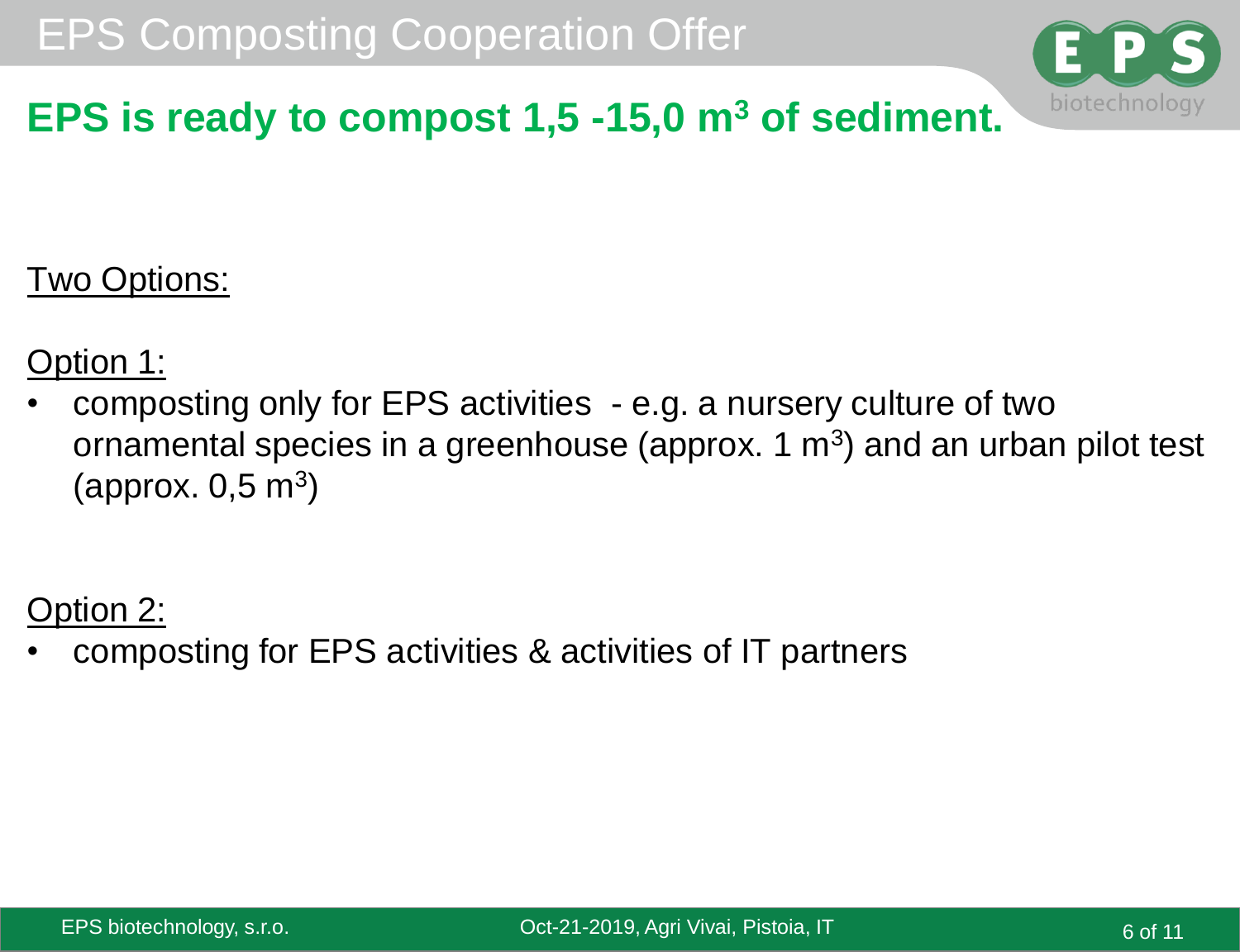# EPS Composting Cooperation Offer

## EPS is ready to compost 1,5 -15,0 m$^3$ of sediment.

Two Options:

Option 1:

- composting only for EPS activities - e.g. a nursery culture of two ornamental species in a greenhouse (approx. 1 m$^3$) and an urban pilot test (approx. 0,5 m$^3$)

Option 2:

- composting for EPS activities & activities of IT partners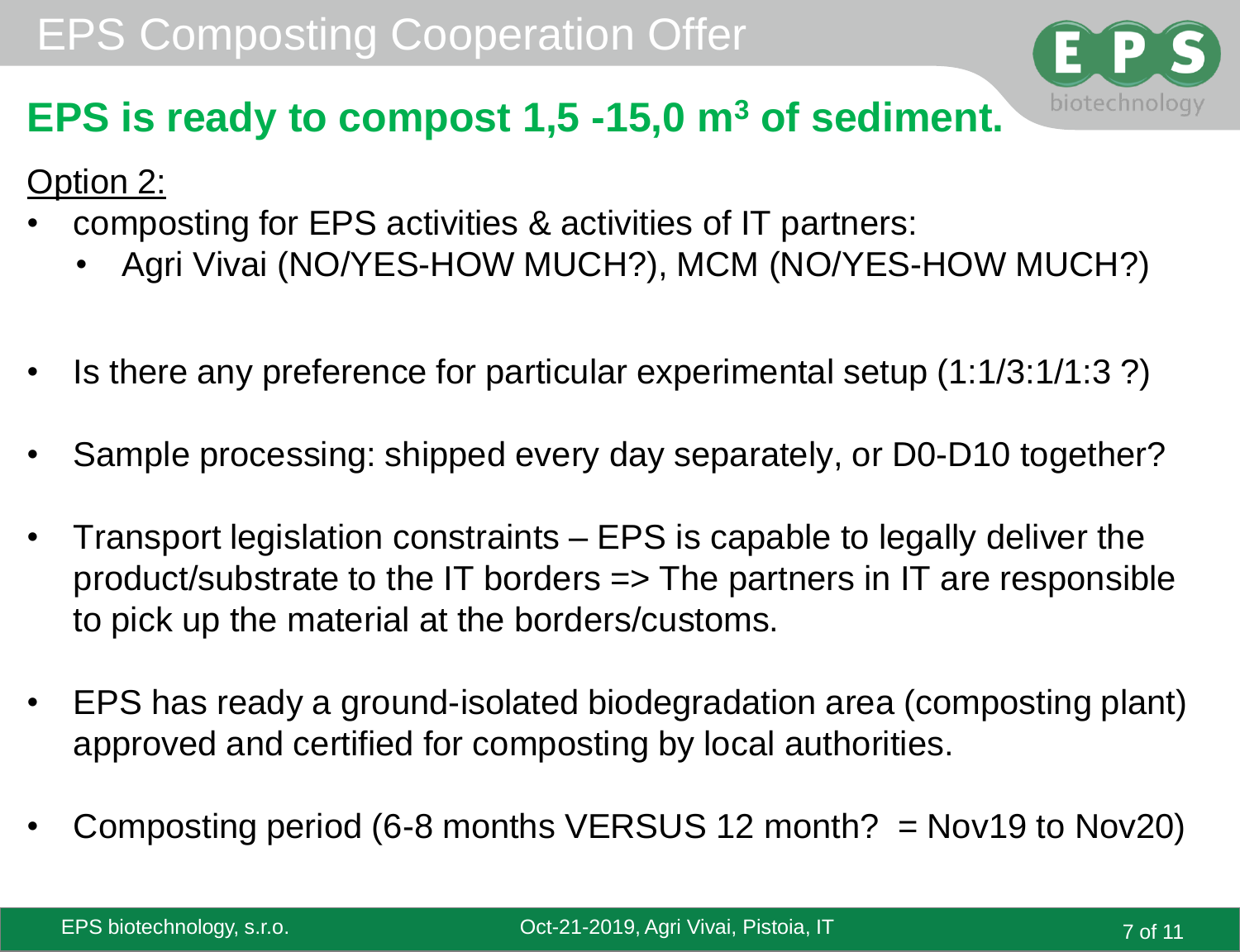# EPS Composting Cooperation Offer

## EPS is ready to compost 1,5 -15,0 m$^3$ of sediment.

Option 2:

- composting for EPS activities & activities of IT partners:
  - Agri Vivai (NO/YES-HOW MUCH?), MCM (NO/YES-HOW MUCH?)
- Is there any preference for particular experimental setup (1:1/3:1/1:3 ?)
- Sample processing: shipped every day separately, or D0-D10 together?
- Transport legislation constraints – EPS is capable to legally deliver the product/substrate to the IT borders => The partners in IT are responsible to pick up the material at the borders/customs.
- EPS has ready a ground-isolated biodegradation area (composting plant) approved and certified for composting by local authorities.
- Composting period (6-8 months VERSUS 12 month? = Nov19 to Nov20)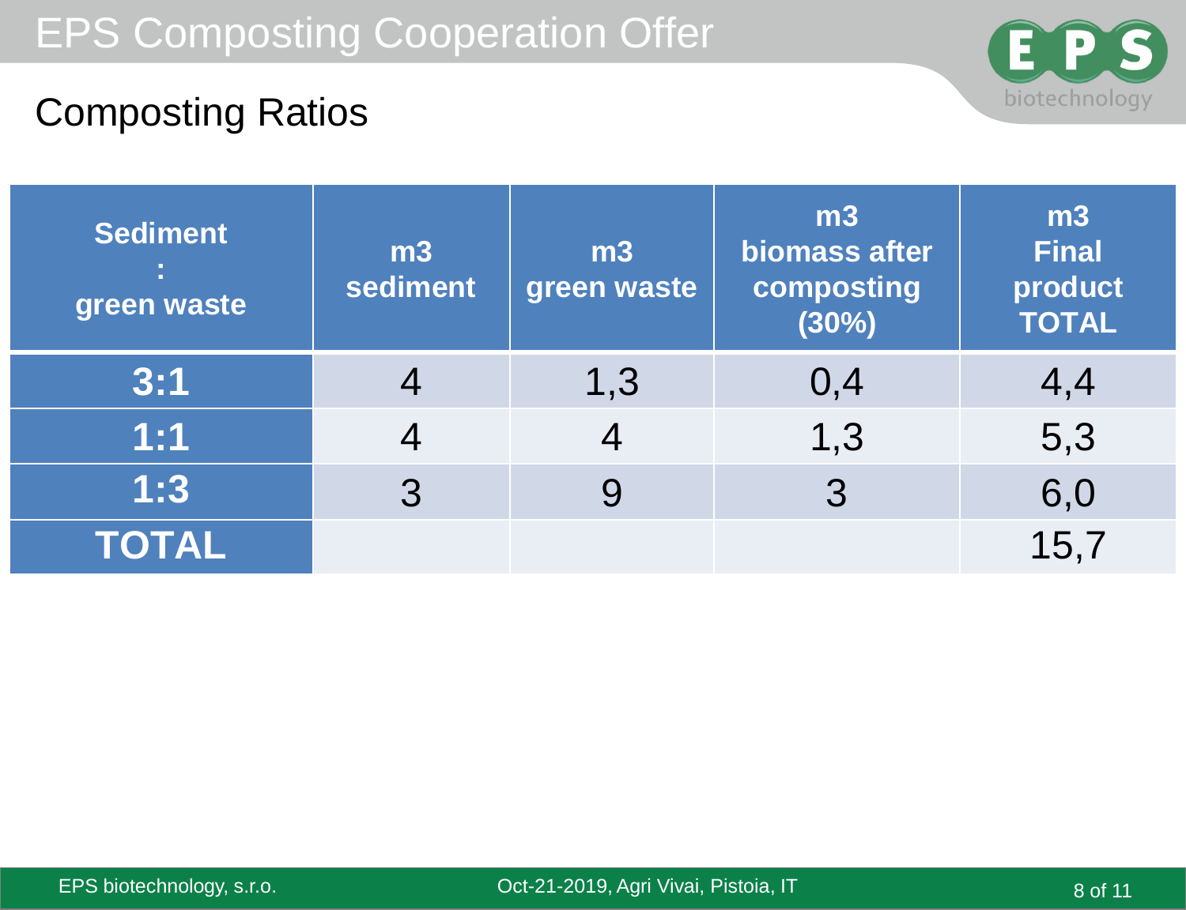# EPS Composting Cooperation Offer

## Composting Ratios

| Sediment : green waste | m3 sediment | m3 green waste | m3 biomass after composting (30%) | m3 Final product TOTAL |
|---|---|---|---|---|
| **3:1** | 4 | 1,3 | 0,4 | 4,4 |
| **1:1** | 4 | 4 | 1,3 | 5,3 |
| **1:3** | 3 | 9 | 3 | 6,0 |
| **TOTAL** | | | | 15,7 |

EPS biotechnology, s.r.o. Oct-21-2019, Agri Vivai, Pistoia, IT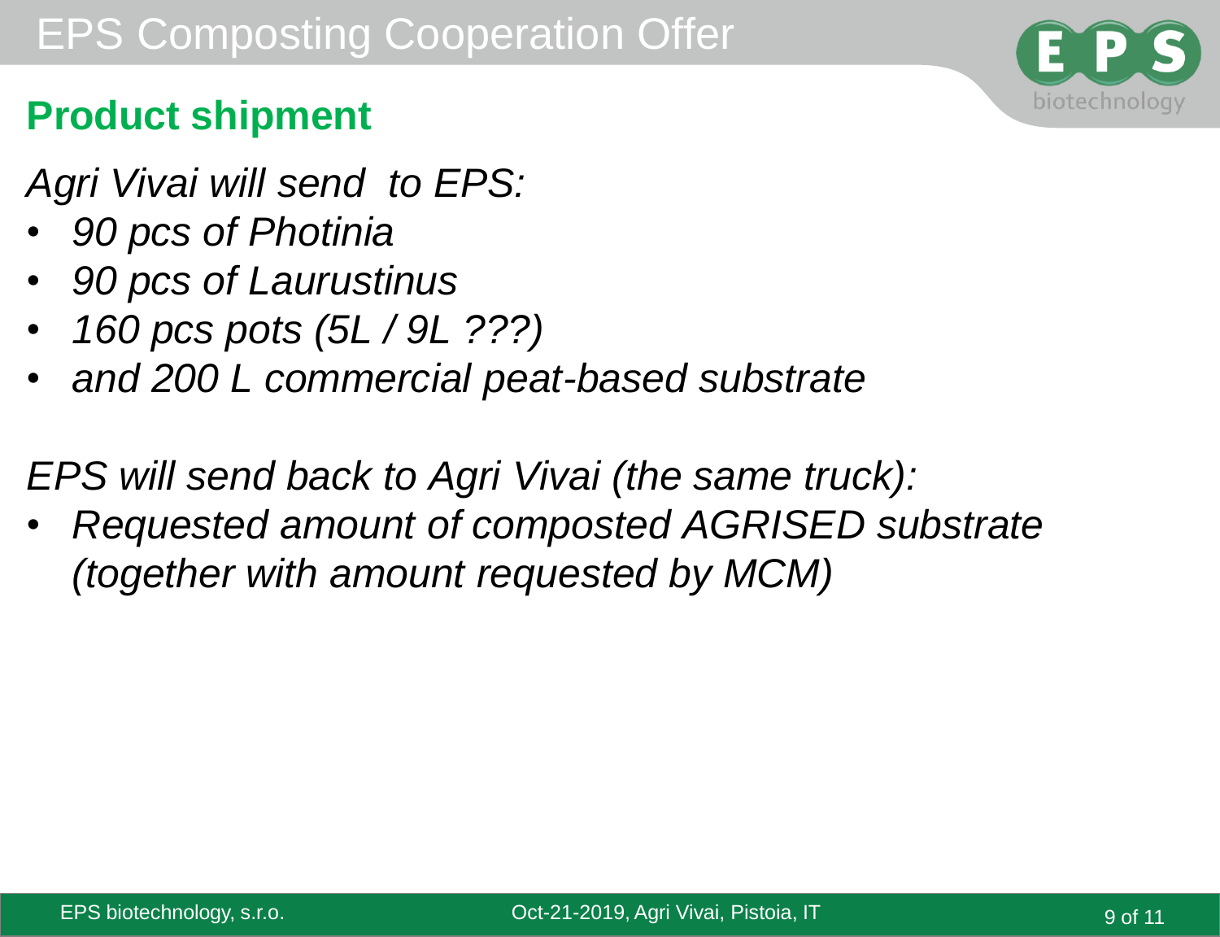# EPS Composting Cooperation Offer

## Product shipment

*Agri Vivai will send to EPS:*

- *90 pcs of Photinia*
- *90 pcs of Laurustinus*
- *160 pcs pots (5L / 9L ???)*
- *and 200 L commercial peat-based substrate*

*EPS will send back to Agri Vivai (the same truck):*

- *Requested amount of composted AGRISED substrate (together with amount requested by MCM)*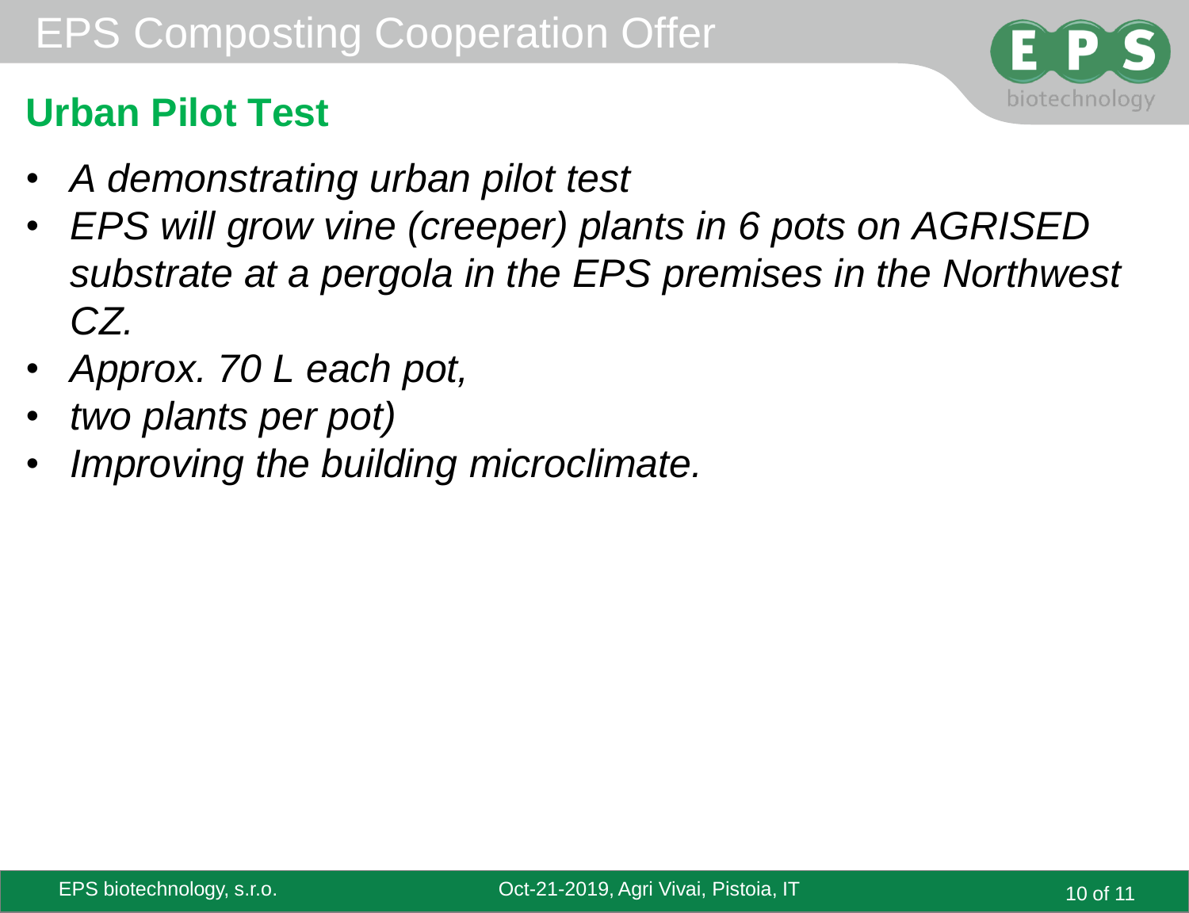# EPS Composting Cooperation Offer

## Urban Pilot Test

- *A demonstrating urban pilot test*
- *EPS will grow vine (creeper) plants in 6 pots on AGRISED substrate at a pergola in the EPS premises in the Northwest CZ.*
- *Approx. 70 L each pot,*
- *two plants per pot)*
- *Improving the building microclimate.*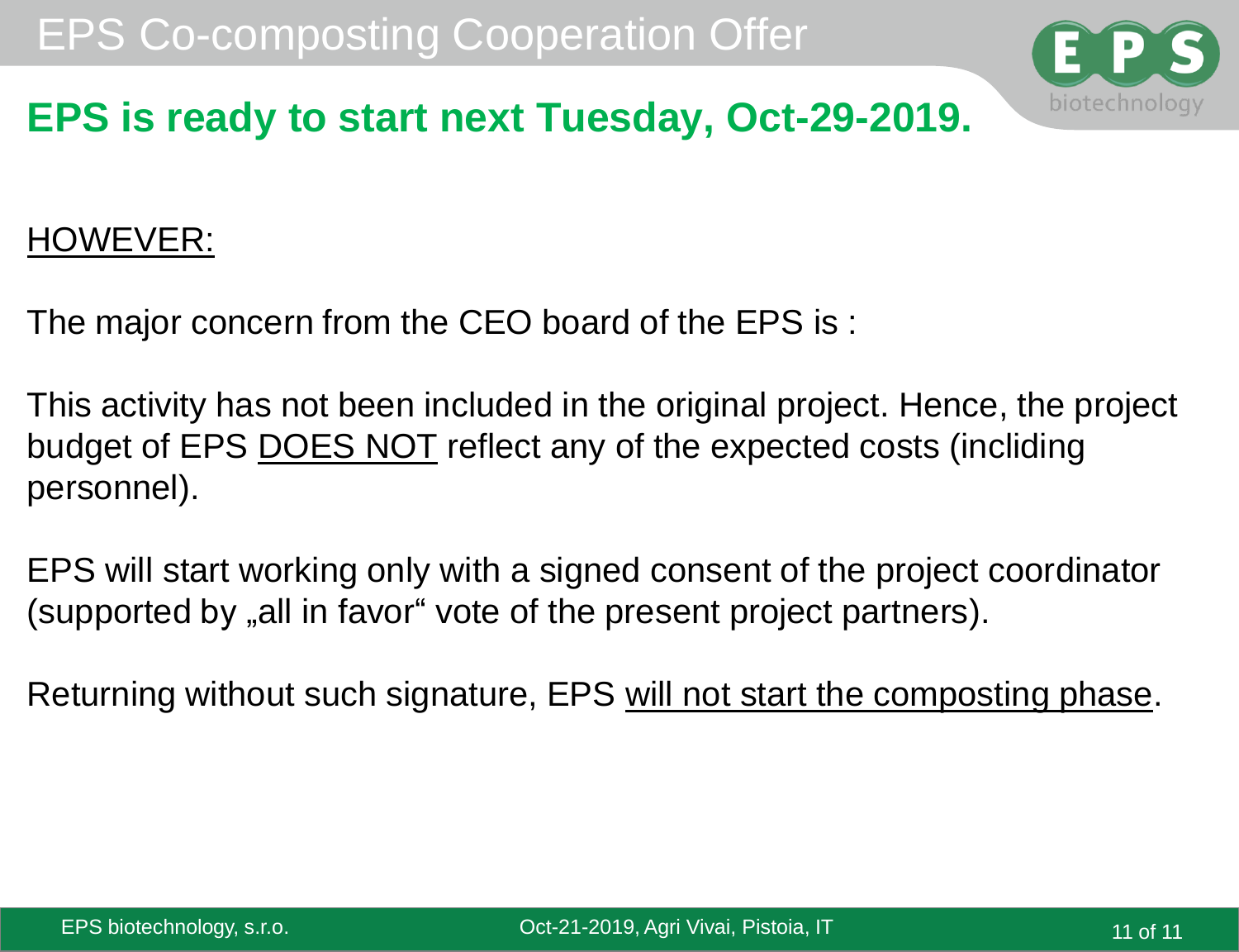# EPS Co-composting Cooperation Offer

## EPS is ready to start next Tuesday, Oct-29-2019.

<u>HOWEVER:</u>

The major concern from the CEO board of the EPS is :

This activity has not been included in the original project. Hence, the project budget of EPS <u>DOES NOT</u> reflect any of the expected costs (incliding personnel).

EPS will start working only with a signed consent of the project coordinator (supported by „all in favor“ vote of the present project partners).

Returning without such signature, EPS <u>will not start the composting phase</u>.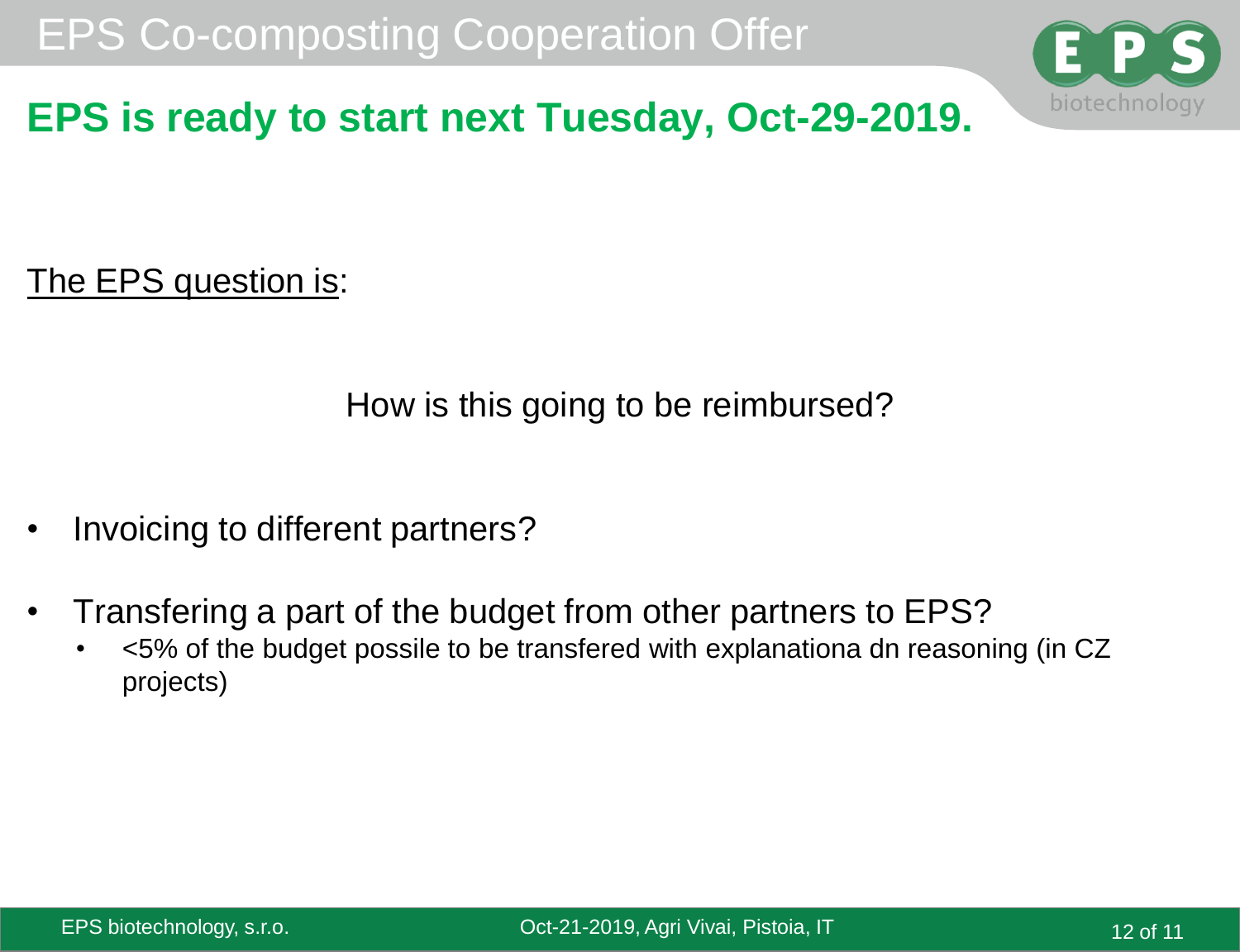# EPS Co-composting Cooperation Offer

## EPS is ready to start next Tuesday, Oct-29-2019.

The EPS question is:

How is this going to be reimbursed?

- Invoicing to different partners?
- Transfering a part of the budget from other partners to EPS?
  - <5% of the budget possile to be transfered with explanationa dn reasoning (in CZ projects)